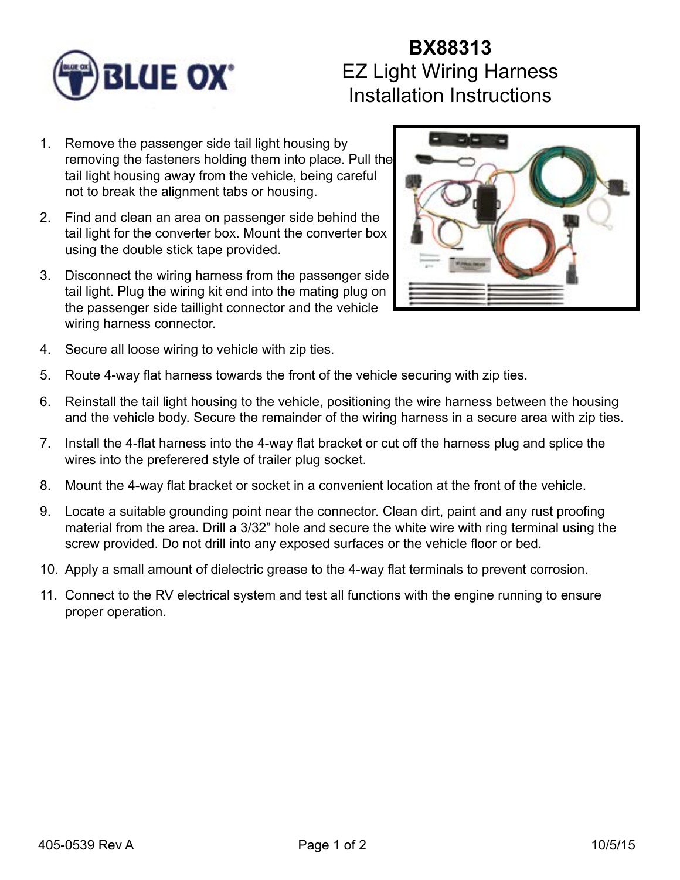# BX88313
## EZ Light Wiring Harness
## Installation Instructions

1. Remove the passenger side tail light housing by removing the fasteners holding them into place. Pull the tail light housing away from the vehicle, being careful not to break the alignment tabs or housing.
2. Find and clean an area on passenger side behind the tail light for the converter box. Mount the converter box using the double stick tape provided.
3. Disconnect the wiring harness from the passenger side tail light. Plug the wiring kit end into the mating plug on the passenger side taillight connector and the vehicle wiring harness connector.
4. Secure all loose wiring to vehicle with zip ties.
5. Route 4-way flat harness towards the front of the vehicle securing with zip ties.
6. Reinstall the tail light housing to the vehicle, positioning the wire harness between the housing and the vehicle body. Secure the remainder of the wiring harness in a secure area with zip ties.
7. Install the 4-flat harness into the 4-way flat bracket or cut off the harness plug and splice the wires into the preferered style of trailer plug socket.
8. Mount the 4-way flat bracket or socket in a convenient location at the front of the vehicle.
9. Locate a suitable grounding point near the connector. Clean dirt, paint and any rust proofing material from the area. Drill a 3/32" hole and secure the white wire with ring terminal using the screw provided. Do not drill into any exposed surfaces or the vehicle floor or bed.
10. Apply a small amount of dielectric grease to the 4-way flat terminals to prevent corrosion.
11. Connect to the RV electrical system and test all functions with the engine running to ensure proper operation.

405-0539 Rev A 10/5/15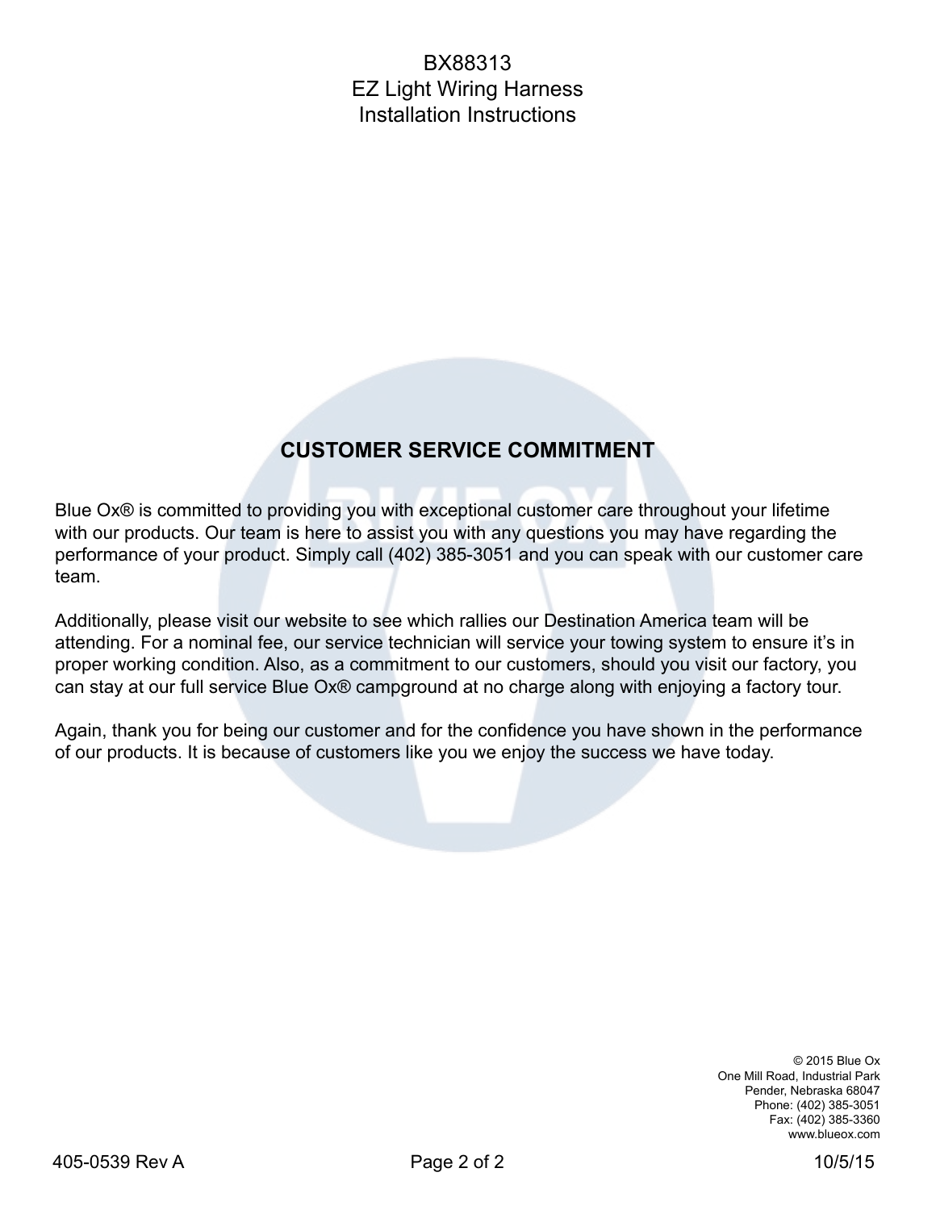# BX88313
# EZ Light Wiring Harness
# Installation Instructions

## CUSTOMER SERVICE COMMITMENT

Blue Ox® is committed to providing you with exceptional customer care throughout your lifetime with our products. Our team is here to assist you with any questions you may have regarding the performance of your product. Simply call (402) 385-3051 and you can speak with our customer care team.

Additionally, please visit our website to see which rallies our Destination America team will be attending. For a nominal fee, our service technician will service your towing system to ensure it's in proper working condition. Also, as a commitment to our customers, should you visit our factory, you can stay at our full service Blue Ox® campground at no charge along with enjoying a factory tour.

Again, thank you for being our customer and for the confidence you have shown in the performance of our products. It is because of customers like you we enjoy the success we have today.

© 2015 Blue Ox
One Mill Road, Industrial Park
Pender, Nebraska 68047
Phone: (402) 385-3051
Fax: (402) 385-3360
www.blueox.com

405-0539 Rev A

10/5/15